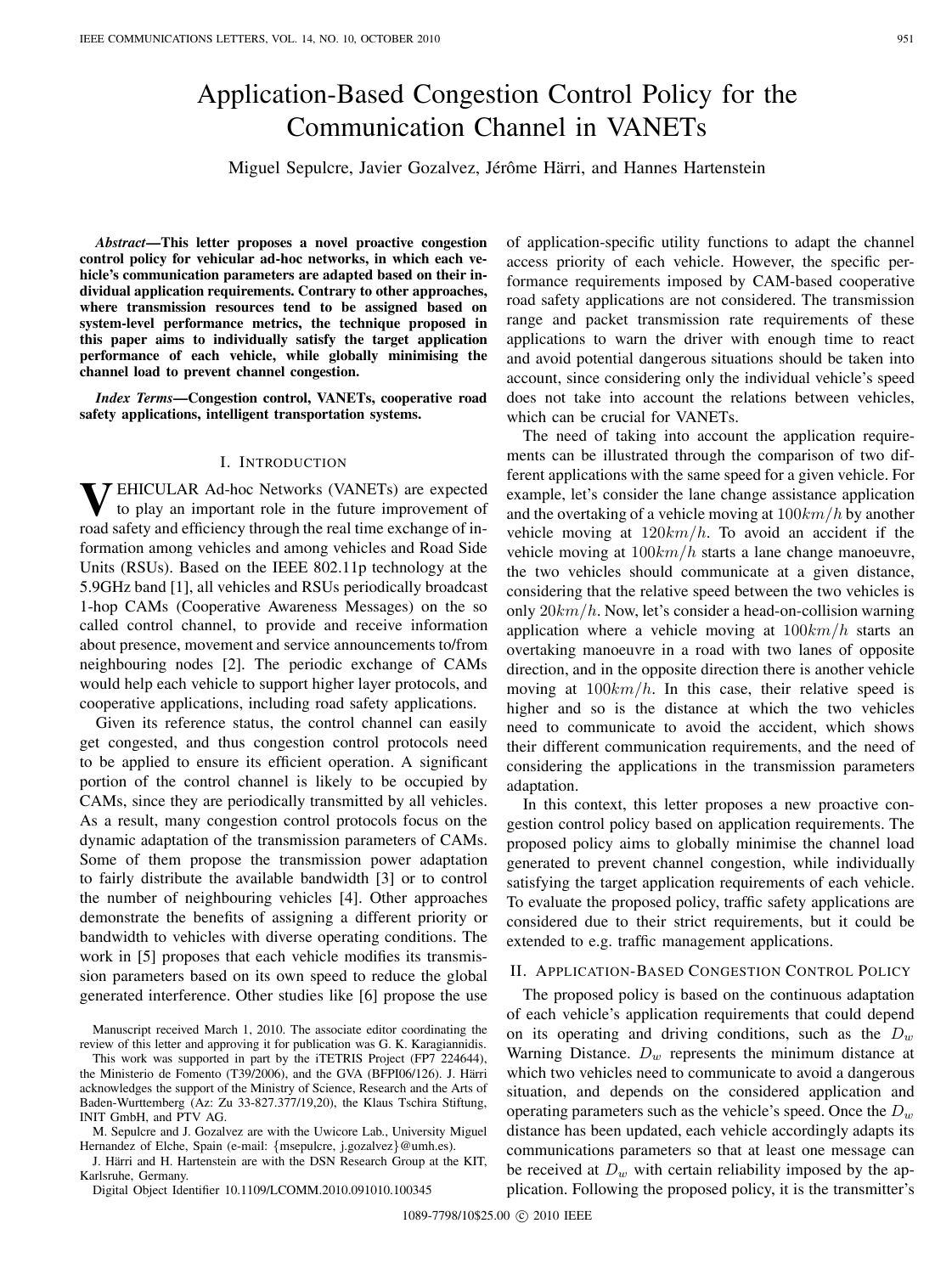# Application-Based Congestion Control Policy for the Communication Channel in VANETs

Miguel Sepulcre, Javier Gozalvez, Jérôme Härri, and Hannes Hartenstein

***Abstract*—This letter proposes a novel proactive congestion control policy for vehicular ad-hoc networks, in which each vehicle's communication parameters are adapted based on their individual application requirements. Contrary to other approaches, where transmission resources tend to be assigned based on system-level performance metrics, the technique proposed in this paper aims to individually satisfy the target application performance of each vehicle, while globally minimising the channel load to prevent channel congestion.**

***Index Terms*—Congestion control, VANETs, cooperative road safety applications, intelligent transportation systems.**

## I. Introduction

VEHICULAR Ad-hoc Networks (VANETs) are expected to play an important role in the future improvement of road safety and efficiency through the real time exchange of information among vehicles and among vehicles and Road Side Units (RSUs). Based on the IEEE 802.11p technology at the 5.9GHz band [1], all vehicles and RSUs periodically broadcast 1-hop CAMs (Cooperative Awareness Messages) on the so called control channel, to provide and receive information about presence, movement and service announcements to/from neighbouring nodes [2]. The periodic exchange of CAMs would help each vehicle to support higher layer protocols, and cooperative applications, including road safety applications.

Given its reference status, the control channel can easily get congested, and thus congestion control protocols need to be applied to ensure its efficient operation. A significant portion of the control channel is likely to be occupied by CAMs, since they are periodically transmitted by all vehicles. As a result, many congestion control protocols focus on the dynamic adaptation of the transmission parameters of CAMs. Some of them propose the transmission power adaptation to fairly distribute the available bandwidth [3] or to control the number of neighbouring vehicles [4]. Other approaches demonstrate the benefits of assigning a different priority or bandwidth to vehicles with diverse operating conditions. The work in [5] proposes that each vehicle modifies its transmission parameters based on its own speed to reduce the global generated interference. Other studies like [6] propose the use of application-specific utility functions to adapt the channel access priority of each vehicle. However, the specific performance requirements imposed by CAM-based cooperative road safety applications are not considered. The transmission range and packet transmission rate requirements of these applications to warn the driver with enough time to react and avoid potential dangerous situations should be taken into account, since considering only the individual vehicle's speed does not take into account the relations between vehicles, which can be crucial for VANETs.

The need of taking into account the application requirements can be illustrated through the comparison of two different applications with the same speed for a given vehicle. For example, let's consider the lane change assistance application and the overtaking of a vehicle moving at $100km/h$ by another vehicle moving at $120km/h$. To avoid an accident if the vehicle moving at $100km/h$ starts a lane change manoeuvre, the two vehicles should communicate at a given distance, considering that the relative speed between the two vehicles is only $20km/h$. Now, let's consider a head-on-collision warning application where a vehicle moving at $100km/h$ starts an overtaking manoeuvre in a road with two lanes of opposite direction, and in the opposite direction there is another vehicle moving at $100km/h$. In this case, their relative speed is higher and so is the distance at which the two vehicles need to communicate to avoid the accident, which shows their different communication requirements, and the need of considering the applications in the transmission parameters adaptation.

In this context, this letter proposes a new proactive congestion control policy based on application requirements. The proposed policy aims to globally minimise the channel load generated to prevent channel congestion, while individually satisfying the target application requirements of each vehicle. To evaluate the proposed policy, traffic safety applications are considered due to their strict requirements, but it could be extended to e.g. traffic management applications.

## II. Application-Based Congestion Control Policy

The proposed policy is based on the continuous adaptation of each vehicle's application requirements that could depend on its operating and driving conditions, such as the $D_w$ Warning Distance. $D_w$ represents the minimum distance at which two vehicles need to communicate to avoid a dangerous situation, and depends on the considered application and operating parameters such as the vehicle's speed. Once the $D_w$ distance has been updated, each vehicle accordingly adapts its communications parameters so that at least one message can be received at $D_w$ with certain reliability imposed by the application. Following the proposed policy, it is the transmitter's

---

Manuscript received March 1, 2010. The associate editor coordinating the review of this letter and approving it for publication was G. K. Karagiannidis.

This work was supported in part by the iTETRIS Project (FP7 224644), the Ministerio de Fomento (T39/2006), and the GVA (BFPI06/126). J. Härri acknowledges the support of the Ministry of Science, Research and the Arts of Baden-Wurttemberg (Az: Zu 33-827.377/19,20), the Klaus Tschira Stiftung, INIT GmbH, and PTV AG.

M. Sepulcre and J. Gozalvez are with the Uwicore Lab., University Miguel Hernandez of Elche, Spain (e-mail: {msepulcre, j.gozalvez}@umh.es).

J. Härri and H. Hartenstein are with the DSN Research Group at the KIT, Karlsruhe, Germany.

Digital Object Identifier 10.1109/LCOMM.2010.091010.100345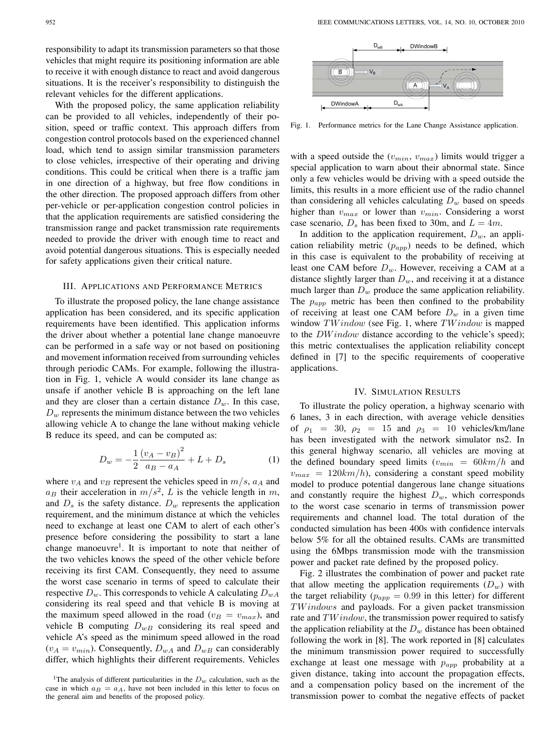responsibility to adapt its transmission parameters so that those vehicles that might require its positioning information are able to receive it with enough distance to react and avoid dangerous situations. It is the receiver's responsibility to distinguish the relevant vehicles for the different applications.

With the proposed policy, the same application reliability can be provided to all vehicles, independently of their position, speed or traffic context. This approach differs from congestion control protocols based on the experienced channel load, which tend to assign similar transmission parameters to close vehicles, irrespective of their operating and driving conditions. This could be critical when there is a traffic jam in one direction of a highway, but free flow conditions in the other direction. The proposed approach differs from other per-vehicle or per-application congestion control policies in that the application requirements are satisfied considering the transmission range and packet transmission rate requirements needed to provide the driver with enough time to react and avoid potential dangerous situations. This is especially needed for safety applications given their critical nature.

## III. Applications and Performance Metrics

To illustrate the proposed policy, the lane change assistance application has been considered, and its specific application requirements have been identified. This application informs the driver about whether a potential lane change manoeuvre can be performed in a safe way or not based on positioning and movement information received from surrounding vehicles through periodic CAMs. For example, following the illustration in Fig. 1, vehicle A would consider its lane change as unsafe if another vehicle B is approaching on the left lane and they are closer than a certain distance $D_w$. In this case, $D_w$ represents the minimum distance between the two vehicles allowing vehicle A to change the lane without making vehicle B reduce its speed, and can be computed as:

$$D_w = -\frac{1}{2}\frac{(v_A - v_B)^2}{a_B - a_A} + L + D_s \tag{1}$$

where $v_A$ and $v_B$ represent the vehicles speed in $m/s$, $a_A$ and $a_B$ their acceleration in $m/s^2$, $L$ is the vehicle length in $m$, and $D_s$ is the safety distance. $D_w$ represents the application requirement, and the minimum distance at which the vehicles need to exchange at least one CAM to alert of each other's presence before considering the possibility to start a lane change manoeuvre[1]. It is important to note that neither of the two vehicles knows the speed of the other vehicle before receiving its first CAM. Consequently, they need to assume the worst case scenario in terms of speed to calculate their respective $D_w$. This corresponds to vehicle A calculating $D_{wA}$ considering its real speed and that vehicle B is moving at the maximum speed allowed in the road ($v_B = v_{max}$), and vehicle B computing $D_{wB}$ considering its real speed and vehicle A's speed as the minimum speed allowed in the road ($v_A = v_{min}$). Consequently, $D_{wA}$ and $D_{wB}$ can considerably differ, which highlights their different requirements. Vehicles with a speed outside the ($v_{min}$, $v_{max}$) limits would trigger a special application to warn about their abnormal state. Since only a few vehicles would be driving with a speed outside the limits, this results in a more efficient use of the radio channel than considering all vehicles calculating $D_w$ based on speeds higher than $v_{max}$ or lower than $v_{min}$. Considering a worst case scenario, $D_s$ has been fixed to 30m, and $L = 4m$.

[1]The analysis of different particularities in the $D_w$ calculation, such as the case in which $a_B = a_A$, have not been included in this letter to focus on the general aim and benefits of the proposed policy.

Fig. 1. Performance metrics for the Lane Change Assistance application.

In addition to the application requirement, $D_w$, an application reliability metric ($p_{app}$) needs to be defined, which in this case is equivalent to the probability of receiving at least one CAM before $D_w$. However, receiving a CAM at a distance slightly larger than $D_w$, and receiving it at a distance much larger than $D_w$ produce the same application reliability. The $p_{app}$ metric has been then confined to the probability of receiving at least one CAM before $D_w$ in a given time window $TWindow$ (see Fig. 1, where $TWindow$ is mapped to the $DWindow$ distance according to the vehicle's speed); this metric contextualises the application reliability concept defined in [7] to the specific requirements of cooperative applications.

## IV. Simulation Results

To illustrate the policy operation, a highway scenario with 6 lanes, 3 in each direction, with average vehicle densities of $\rho_1 = 30$, $\rho_2 = 15$ and $\rho_3 = 10$ vehicles/km/lane has been investigated with the network simulator ns2. In this general highway scenario, all vehicles are moving at the defined boundary speed limits ($v_{min} = 60km/h$ and $v_{max} = 120km/h$), considering a constant speed mobility model to produce potential dangerous lane change situations and constantly require the highest $D_w$, which corresponds to the worst case scenario in terms of transmission power requirements and channel load. The total duration of the conducted simulation has been 400s with confidence intervals below 5% for all the obtained results. CAMs are transmitted using the 6Mbps transmission mode with the transmission power and packet rate defined by the proposed policy.

Fig. 2 illustrates the combination of power and packet rate that allow meeting the application requirements ($D_w$) with the target reliability ($p_{app} = 0.99$ in this letter) for different $TWindows$ and payloads. For a given packet transmission rate and $TWindow$, the transmission power required to satisfy the application reliability at the $D_w$ distance has been obtained following the work in [8]. The work reported in [8] calculates the minimum transmission power required to successfully exchange at least one message with $p_{app}$ probability at a given distance, taking into account the propagation effects, and a compensation policy based on the increment of the transmission power to combat the negative effects of packet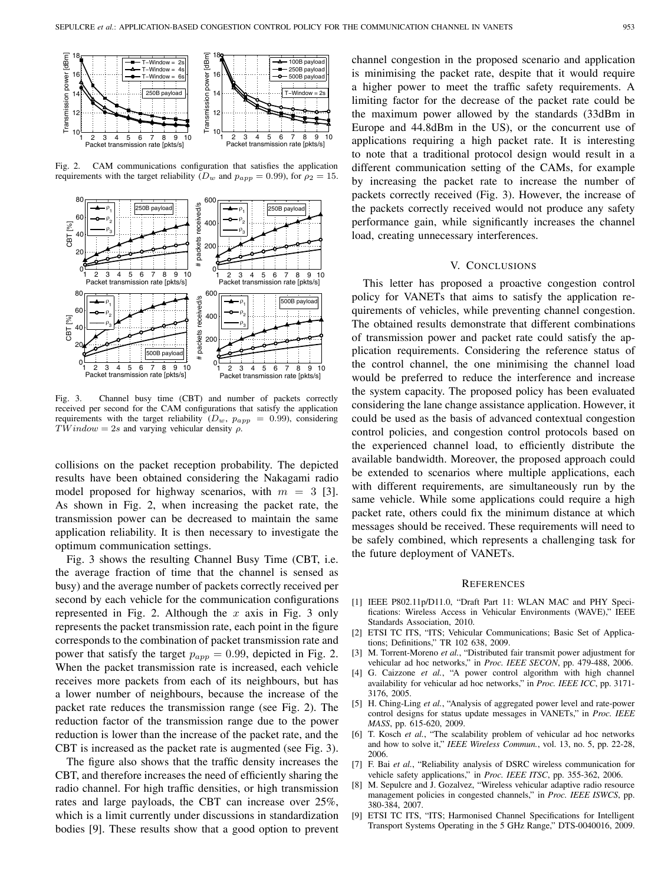Transmission power [dBm]
18
16
14
12
10
1 2 3 4 5 6 7 8 9 10
Packet transmission rate [pkts/s]
T−Window = 2s
T−Window = 4s
T−Window = 6s
250B payload

Transmission power [dBm]
18
16
14
12
10
1 2 3 4 5 6 7 8 9 10
Packet transmission rate [pkts/s]
100B payload
250B payload
500B payload
T−Window = 2s

Fig. 2. CAM communications configuration that satisfies the application requirements with the target reliability ($D_w$ and $p_{app} = 0.99$), for $\rho_2 = 15$.

CBT [%]
80
60
40
20
0
1 2 3 4 5 6 7 8 9 10
Packet transmission rate [pkts/s]
$\rho_1$
$\rho_2$
$\rho_3$
250B payload

# packets received/s
600
400
200
0
1 2 3 4 5 6 7 8 9 10
Packet transmission rate [pkts/s]
$\rho_1$
$\rho_2$
$\rho_3$
250B payload

CBT [%]
80
60
40
20
0
1 2 3 4 5 6 7 8 9 10
Packet transmission rate [pkts/s]
$\rho_1$
$\rho_2$
$\rho_3$
500B payload

# packets received/s
600
400
200
0
1 2 3 4 5 6 7 8 9 10
Packet transmission rate [pkts/s]
$\rho_1$
$\rho_2$
$\rho_3$
500B payload

Fig. 3. Channel busy time (CBT) and number of packets correctly received per second for the CAM configurations that satisfy the application requirements with the target reliability ($D_w$, $p_{app} = 0.99$), considering $TWindow = 2s$ and varying vehicular density $\rho$.

collisions on the packet reception probability. The depicted results have been obtained considering the Nakagami radio model proposed for highway scenarios, with $m = 3$ [3]. As shown in Fig. 2, when increasing the packet rate, the transmission power can be decreased to maintain the same application reliability. It is then necessary to investigate the optimum communication settings.

Fig. 3 shows the resulting Channel Busy Time (CBT, i.e. the average fraction of time that the channel is sensed as busy) and the average number of packets correctly received per second by each vehicle for the communication configurations represented in Fig. 2. Although the $x$ axis in Fig. 3 only represents the packet transmission rate, each point in the figure corresponds to the combination of packet transmission rate and power that satisfy the target $p_{app} = 0.99$, depicted in Fig. 2. When the packet transmission rate is increased, each vehicle receives more packets from each of its neighbours, but has a lower number of neighbours, because the increase of the packet rate reduces the transmission range (see Fig. 2). The reduction factor of the transmission range due to the power reduction is lower than the increase of the packet rate, and the CBT is increased as the packet rate is augmented (see Fig. 3).

The figure also shows that the traffic density increases the CBT, and therefore increases the need of efficiently sharing the radio channel. For high traffic densities, or high transmission rates and large payloads, the CBT can increase over 25%, which is a limit currently under discussions in standardization bodies [9]. These results show that a good option to prevent channel congestion in the proposed scenario and application is minimising the packet rate, despite that it would require a higher power to meet the traffic safety requirements. A limiting factor for the decrease of the packet rate could be the maximum power allowed by the standards (33dBm in Europe and 44.8dBm in the US), or the concurrent use of applications requiring a high packet rate. It is interesting to note that a traditional protocol design would result in a different communication setting of the CAMs, for example by increasing the packet rate to increase the number of packets correctly received (Fig. 3). However, the increase of the packets correctly received would not produce any safety performance gain, while significantly increases the channel load, creating unnecessary interferences.

## V. Conclusions

This letter has proposed a proactive congestion control policy for VANETs that aims to satisfy the application requirements of vehicles, while preventing channel congestion. The obtained results demonstrate that different combinations of transmission power and packet rate could satisfy the application requirements. Considering the reference status of the control channel, the one minimising the channel load would be preferred to reduce the interference and increase the system capacity. The proposed policy has been evaluated considering the lane change assistance application. However, it could be used as the basis of advanced contextual congestion control policies, and congestion control protocols based on the experienced channel load, to efficiently distribute the available bandwidth. Moreover, the proposed approach could be extended to scenarios where multiple applications, each with different requirements, are simultaneously run by the same vehicle. While some applications could require a high packet rate, others could fix the minimum distance at which messages should be received. These requirements will need to be safely combined, which represents a challenging task for the future deployment of VANETs.

## References

[1] IEEE P802.11p/D11.0, "Draft Part 11: WLAN MAC and PHY Specifications: Wireless Access in Vehicular Environments (WAVE)," IEEE Standards Association, 2010.

[2] ETSI TC ITS, "ITS; Vehicular Communications; Basic Set of Applications; Definitions," TR 102 638, 2009.

[3] M. Torrent-Moreno *et al.*, "Distributed fair transmit power adjustment for vehicular ad hoc networks," in *Proc. IEEE SECON*, pp. 479-488, 2006.

[4] G. Caizzone *et al.*, "A power control algorithm with high channel availability for vehicular ad hoc networks," in *Proc. IEEE ICC*, pp. 3171-3176, 2005.

[5] H. Ching-Ling *et al.*, "Analysis of aggregated power level and rate-power control designs for status update messages in VANETs," in *Proc. IEEE MASS*, pp. 615-620, 2009.

[6] T. Kosch *et al.*, "The scalability problem of vehicular ad hoc networks and how to solve it," *IEEE Wireless Commun.*, vol. 13, no. 5, pp. 22-28, 2006.

[7] F. Bai *et al.*, "Reliability analysis of DSRC wireless communication for vehicle safety applications," in *Proc. IEEE ITSC*, pp. 355-362, 2006.

[8] M. Sepulcre and J. Gozalvez, "Wireless vehicular adaptive radio resource management policies in congested channels," in *Proc. IEEE ISWCS*, pp. 380-384, 2007.

[9] ETSI TC ITS, "ITS; Harmonised Channel Specifications for Intelligent Transport Systems Operating in the 5 GHz Range," DTS-0040016, 2009.